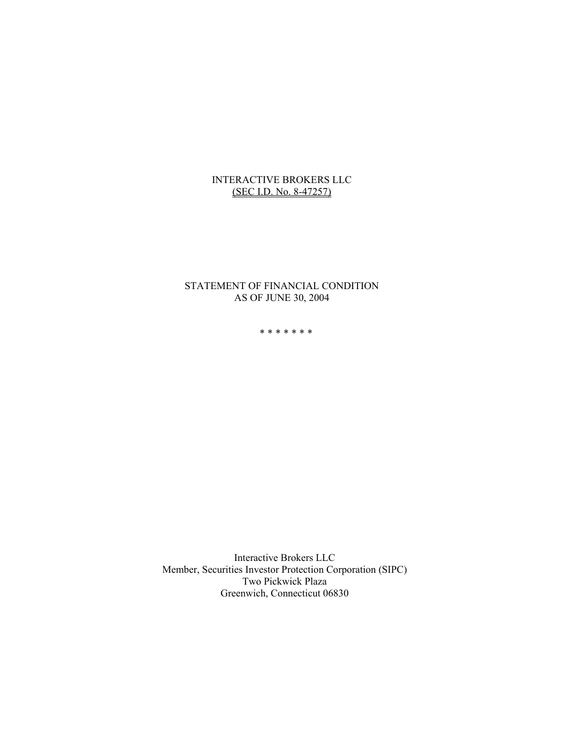# INTERACTIVE BROKERS LLC

(SEC I.D. No. 8-47257)

## STATEMENT OF FINANCIAL CONDITION
## AS OF JUNE 30, 2004

\* \* \* \* \* \* \*

Interactive Brokers LLC
Member, Securities Investor Protection Corporation (SIPC)
Two Pickwick Plaza
Greenwich, Connecticut 06830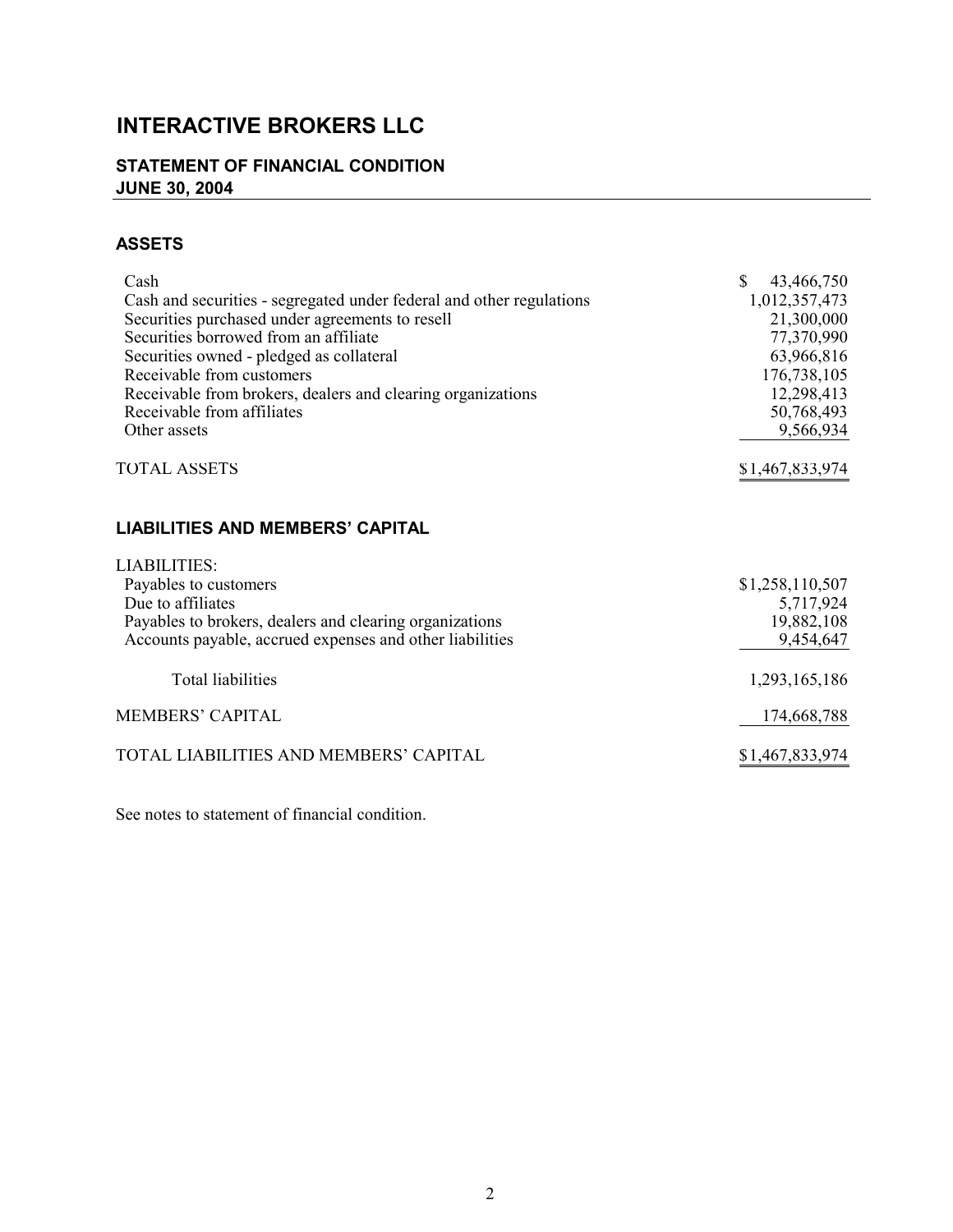# INTERACTIVE BROKERS LLC

## STATEMENT OF FINANCIAL CONDITION
## JUNE 30, 2004

### ASSETS

| | |
|---|---|
| Cash | $ 43,466,750 |
| Cash and securities - segregated under federal and other regulations | 1,012,357,473 |
| Securities purchased under agreements to resell | 21,300,000 |
| Securities borrowed from an affiliate | 77,370,990 |
| Securities owned - pledged as collateral | 63,966,816 |
| Receivable from customers | 176,738,105 |
| Receivable from brokers, dealers and clearing organizations | 12,298,413 |
| Receivable from affiliates | 50,768,493 |
| Other assets | 9,566,934 |
| TOTAL ASSETS | $1,467,833,974 |

### LIABILITIES AND MEMBERS' CAPITAL

| | |
|---|---|
| LIABILITIES: | |
| Payables to customers | $1,258,110,507 |
| Due to affiliates | 5,717,924 |
| Payables to brokers, dealers and clearing organizations | 19,882,108 |
| Accounts payable, accrued expenses and other liabilities | 9,454,647 |
| Total liabilities | 1,293,165,186 |
| MEMBERS' CAPITAL | 174,668,788 |
| TOTAL LIABILITIES AND MEMBERS' CAPITAL | $1,467,833,974 |

See notes to statement of financial condition.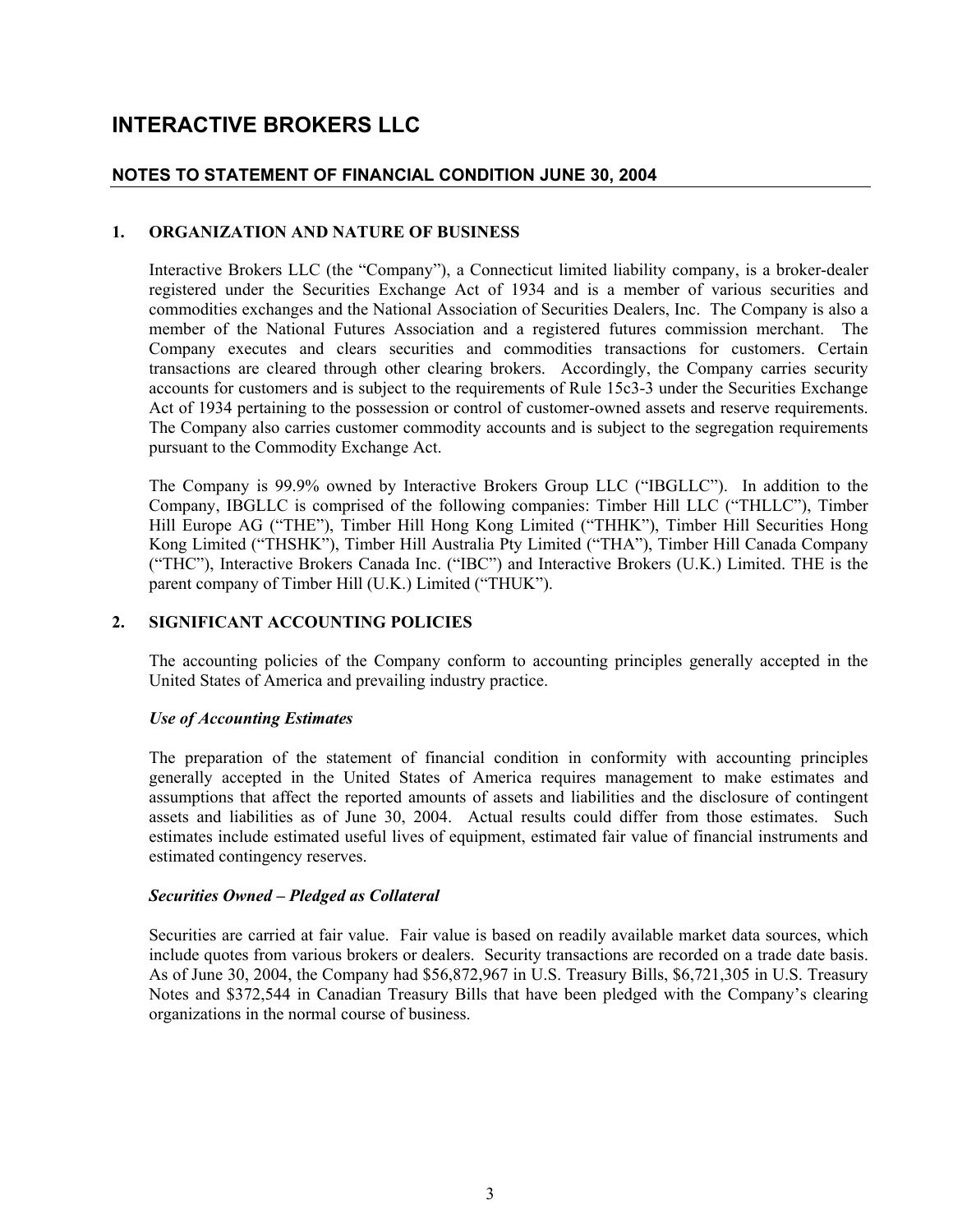# INTERACTIVE BROKERS LLC

## NOTES TO STATEMENT OF FINANCIAL CONDITION JUNE 30, 2004

### 1. ORGANIZATION AND NATURE OF BUSINESS

Interactive Brokers LLC (the "Company"), a Connecticut limited liability company, is a broker-dealer registered under the Securities Exchange Act of 1934 and is a member of various securities and commodities exchanges and the National Association of Securities Dealers, Inc. The Company is also a member of the National Futures Association and a registered futures commission merchant. The Company executes and clears securities and commodities transactions for customers. Certain transactions are cleared through other clearing brokers. Accordingly, the Company carries security accounts for customers and is subject to the requirements of Rule 15c3-3 under the Securities Exchange Act of 1934 pertaining to the possession or control of customer-owned assets and reserve requirements. The Company also carries customer commodity accounts and is subject to the segregation requirements pursuant to the Commodity Exchange Act.

The Company is 99.9% owned by Interactive Brokers Group LLC ("IBGLLC"). In addition to the Company, IBGLLC is comprised of the following companies: Timber Hill LLC ("THLLC"), Timber Hill Europe AG ("THE"), Timber Hill Hong Kong Limited ("THHK"), Timber Hill Securities Hong Kong Limited ("THSHK"), Timber Hill Australia Pty Limited ("THA"), Timber Hill Canada Company ("THC"), Interactive Brokers Canada Inc. ("IBC") and Interactive Brokers (U.K.) Limited. THE is the parent company of Timber Hill (U.K.) Limited ("THUK").

### 2. SIGNIFICANT ACCOUNTING POLICIES

The accounting policies of the Company conform to accounting principles generally accepted in the United States of America and prevailing industry practice.

***Use of Accounting Estimates***

The preparation of the statement of financial condition in conformity with accounting principles generally accepted in the United States of America requires management to make estimates and assumptions that affect the reported amounts of assets and liabilities and the disclosure of contingent assets and liabilities as of June 30, 2004. Actual results could differ from those estimates. Such estimates include estimated useful lives of equipment, estimated fair value of financial instruments and estimated contingency reserves.

***Securities Owned – Pledged as Collateral***

Securities are carried at fair value. Fair value is based on readily available market data sources, which include quotes from various brokers or dealers. Security transactions are recorded on a trade date basis. As of June 30, 2004, the Company had $56,872,967 in U.S. Treasury Bills, $6,721,305 in U.S. Treasury Notes and $372,544 in Canadian Treasury Bills that have been pledged with the Company's clearing organizations in the normal course of business.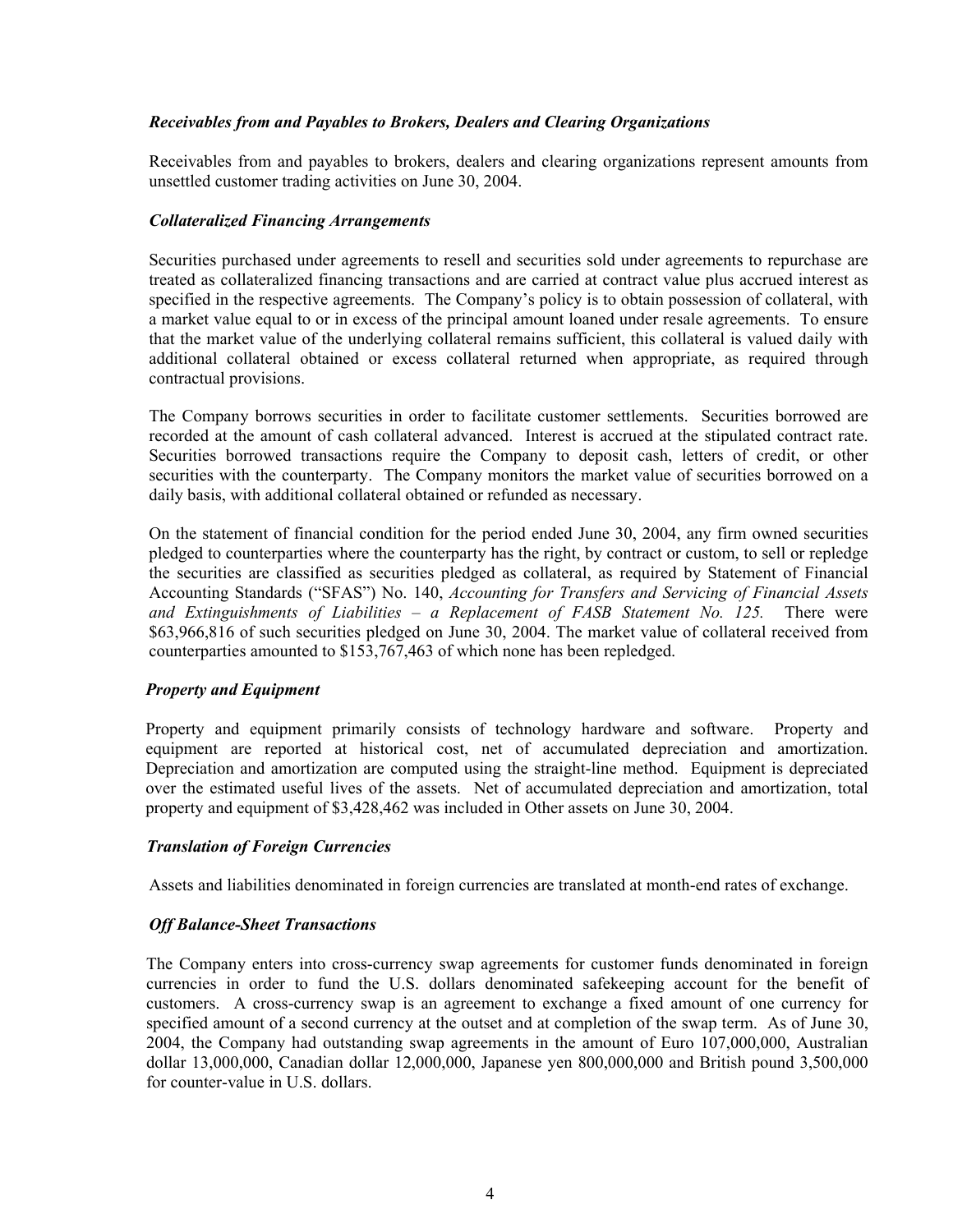### *Receivables from and Payables to Brokers, Dealers and Clearing Organizations*

Receivables from and payables to brokers, dealers and clearing organizations represent amounts from unsettled customer trading activities on June 30, 2004.

### *Collateralized Financing Arrangements*

Securities purchased under agreements to resell and securities sold under agreements to repurchase are treated as collateralized financing transactions and are carried at contract value plus accrued interest as specified in the respective agreements. The Company's policy is to obtain possession of collateral, with a market value equal to or in excess of the principal amount loaned under resale agreements. To ensure that the market value of the underlying collateral remains sufficient, this collateral is valued daily with additional collateral obtained or excess collateral returned when appropriate, as required through contractual provisions.

The Company borrows securities in order to facilitate customer settlements. Securities borrowed are recorded at the amount of cash collateral advanced. Interest is accrued at the stipulated contract rate. Securities borrowed transactions require the Company to deposit cash, letters of credit, or other securities with the counterparty. The Company monitors the market value of securities borrowed on a daily basis, with additional collateral obtained or refunded as necessary.

On the statement of financial condition for the period ended June 30, 2004, any firm owned securities pledged to counterparties where the counterparty has the right, by contract or custom, to sell or repledge the securities are classified as securities pledged as collateral, as required by Statement of Financial Accounting Standards ("SFAS") No. 140, *Accounting for Transfers and Servicing of Financial Assets and Extinguishments of Liabilities – a Replacement of FASB Statement No. 125.* There were $63,966,816 of such securities pledged on June 30, 2004. The market value of collateral received from counterparties amounted to $153,767,463 of which none has been repledged.

### *Property and Equipment*

Property and equipment primarily consists of technology hardware and software. Property and equipment are reported at historical cost, net of accumulated depreciation and amortization. Depreciation and amortization are computed using the straight-line method. Equipment is depreciated over the estimated useful lives of the assets. Net of accumulated depreciation and amortization, total property and equipment of $3,428,462 was included in Other assets on June 30, 2004.

### *Translation of Foreign Currencies*

Assets and liabilities denominated in foreign currencies are translated at month-end rates of exchange.

### *Off Balance-Sheet Transactions*

The Company enters into cross-currency swap agreements for customer funds denominated in foreign currencies in order to fund the U.S. dollars denominated safekeeping account for the benefit of customers. A cross-currency swap is an agreement to exchange a fixed amount of one currency for specified amount of a second currency at the outset and at completion of the swap term. As of June 30, 2004, the Company had outstanding swap agreements in the amount of Euro 107,000,000, Australian dollar 13,000,000, Canadian dollar 12,000,000, Japanese yen 800,000,000 and British pound 3,500,000 for counter-value in U.S. dollars.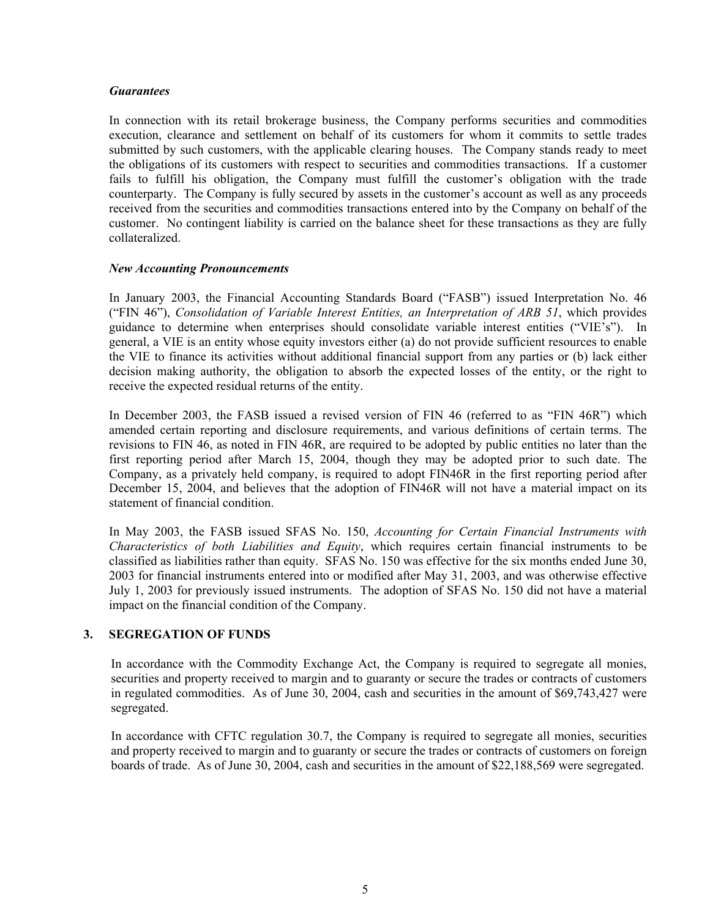***Guarantees***

In connection with its retail brokerage business, the Company performs securities and commodities execution, clearance and settlement on behalf of its customers for whom it commits to settle trades submitted by such customers, with the applicable clearing houses. The Company stands ready to meet the obligations of its customers with respect to securities and commodities transactions. If a customer fails to fulfill his obligation, the Company must fulfill the customer's obligation with the trade counterparty. The Company is fully secured by assets in the customer's account as well as any proceeds received from the securities and commodities transactions entered into by the Company on behalf of the customer. No contingent liability is carried on the balance sheet for these transactions as they are fully collateralized.

***New Accounting Pronouncements***

In January 2003, the Financial Accounting Standards Board ("FASB") issued Interpretation No. 46 ("FIN 46"), *Consolidation of Variable Interest Entities, an Interpretation of ARB 51*, which provides guidance to determine when enterprises should consolidate variable interest entities ("VIE's"). In general, a VIE is an entity whose equity investors either (a) do not provide sufficient resources to enable the VIE to finance its activities without additional financial support from any parties or (b) lack either decision making authority, the obligation to absorb the expected losses of the entity, or the right to receive the expected residual returns of the entity.

In December 2003, the FASB issued a revised version of FIN 46 (referred to as "FIN 46R") which amended certain reporting and disclosure requirements, and various definitions of certain terms. The revisions to FIN 46, as noted in FIN 46R, are required to be adopted by public entities no later than the first reporting period after March 15, 2004, though they may be adopted prior to such date. The Company, as a privately held company, is required to adopt FIN46R in the first reporting period after December 15, 2004, and believes that the adoption of FIN46R will not have a material impact on its statement of financial condition.

In May 2003, the FASB issued SFAS No. 150, *Accounting for Certain Financial Instruments with Characteristics of both Liabilities and Equity*, which requires certain financial instruments to be classified as liabilities rather than equity. SFAS No. 150 was effective for the six months ended June 30, 2003 for financial instruments entered into or modified after May 31, 2003, and was otherwise effective July 1, 2003 for previously issued instruments. The adoption of SFAS No. 150 did not have a material impact on the financial condition of the Company.

## 3. SEGREGATION OF FUNDS

In accordance with the Commodity Exchange Act, the Company is required to segregate all monies, securities and property received to margin and to guaranty or secure the trades or contracts of customers in regulated commodities. As of June 30, 2004, cash and securities in the amount of $69,743,427 were segregated.

In accordance with CFTC regulation 30.7, the Company is required to segregate all monies, securities and property received to margin and to guaranty or secure the trades or contracts of customers on foreign boards of trade. As of June 30, 2004, cash and securities in the amount of $22,188,569 were segregated.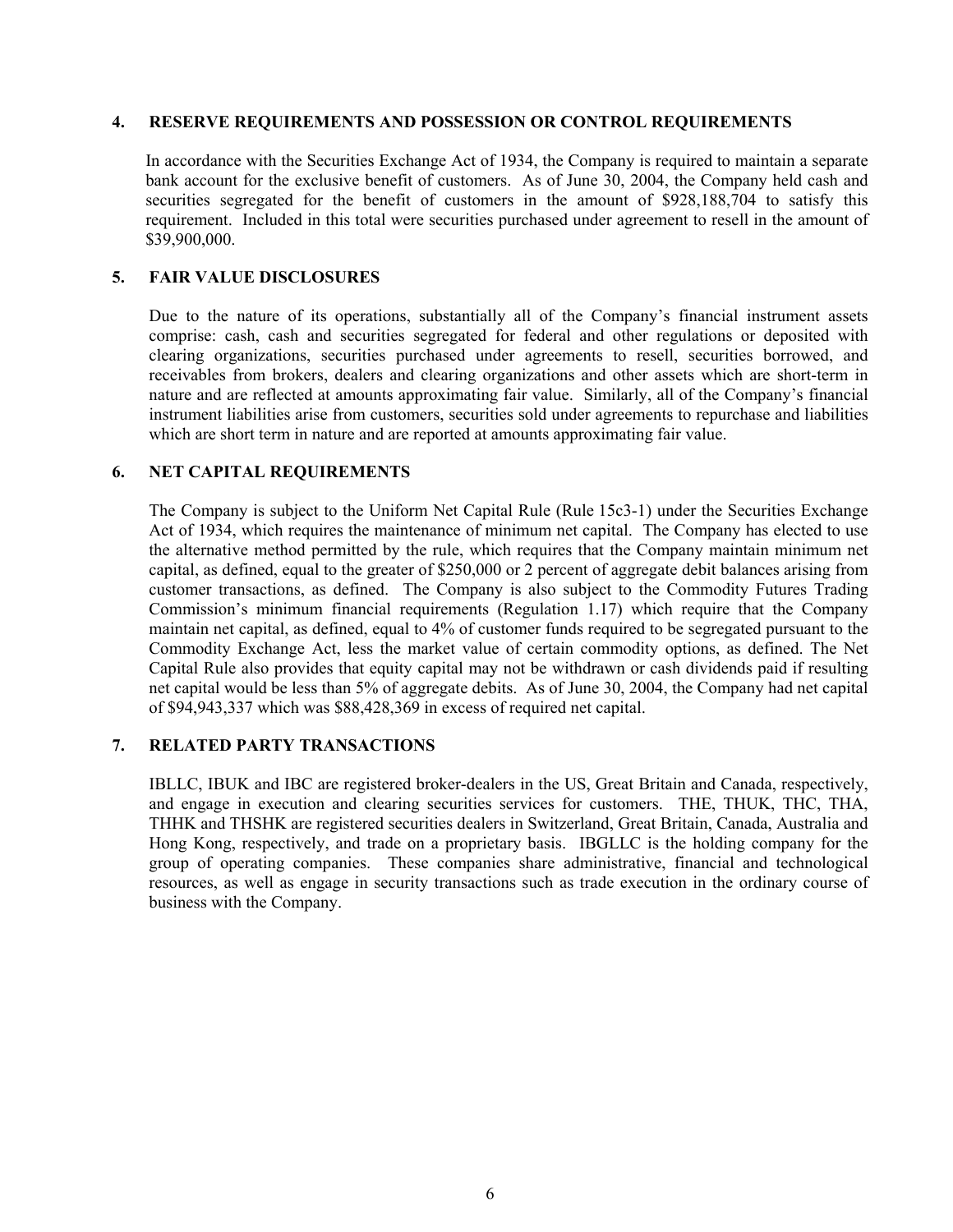## 4. RESERVE REQUIREMENTS AND POSSESSION OR CONTROL REQUIREMENTS

In accordance with the Securities Exchange Act of 1934, the Company is required to maintain a separate bank account for the exclusive benefit of customers. As of June 30, 2004, the Company held cash and securities segregated for the benefit of customers in the amount of $928,188,704 to satisfy this requirement. Included in this total were securities purchased under agreement to resell in the amount of $39,900,000.

## 5. FAIR VALUE DISCLOSURES

Due to the nature of its operations, substantially all of the Company's financial instrument assets comprise: cash, cash and securities segregated for federal and other regulations or deposited with clearing organizations, securities purchased under agreements to resell, securities borrowed, and receivables from brokers, dealers and clearing organizations and other assets which are short-term in nature and are reflected at amounts approximating fair value. Similarly, all of the Company's financial instrument liabilities arise from customers, securities sold under agreements to repurchase and liabilities which are short term in nature and are reported at amounts approximating fair value.

## 6. NET CAPITAL REQUIREMENTS

The Company is subject to the Uniform Net Capital Rule (Rule 15c3-1) under the Securities Exchange Act of 1934, which requires the maintenance of minimum net capital. The Company has elected to use the alternative method permitted by the rule, which requires that the Company maintain minimum net capital, as defined, equal to the greater of $250,000 or 2 percent of aggregate debit balances arising from customer transactions, as defined. The Company is also subject to the Commodity Futures Trading Commission's minimum financial requirements (Regulation 1.17) which require that the Company maintain net capital, as defined, equal to 4% of customer funds required to be segregated pursuant to the Commodity Exchange Act, less the market value of certain commodity options, as defined. The Net Capital Rule also provides that equity capital may not be withdrawn or cash dividends paid if resulting net capital would be less than 5% of aggregate debits. As of June 30, 2004, the Company had net capital of $94,943,337 which was $88,428,369 in excess of required net capital.

## 7. RELATED PARTY TRANSACTIONS

IBLLC, IBUK and IBC are registered broker-dealers in the US, Great Britain and Canada, respectively, and engage in execution and clearing securities services for customers. THE, THUK, THC, THA, THHK and THSHK are registered securities dealers in Switzerland, Great Britain, Canada, Australia and Hong Kong, respectively, and trade on a proprietary basis. IBGLLC is the holding company for the group of operating companies. These companies share administrative, financial and technological resources, as well as engage in security transactions such as trade execution in the ordinary course of business with the Company.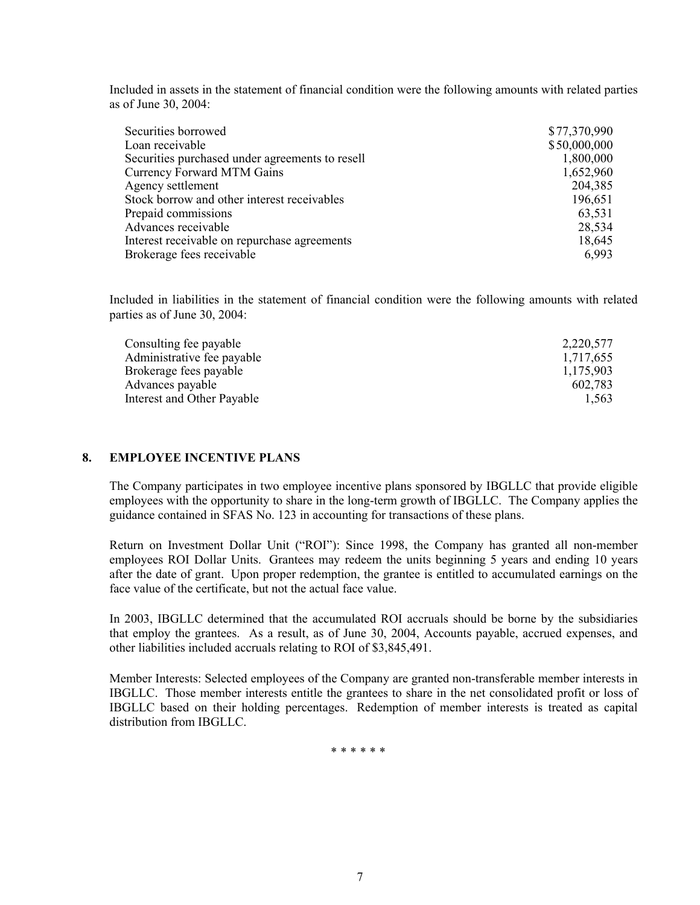Included in assets in the statement of financial condition were the following amounts with related parties as of June 30, 2004:

| | |
|---|---|
| Securities borrowed | $77,370,990 |
| Loan receivable | $50,000,000 |
| Securities purchased under agreements to resell | 1,800,000 |
| Currency Forward MTM Gains | 1,652,960 |
| Agency settlement | 204,385 |
| Stock borrow and other interest receivables | 196,651 |
| Prepaid commissions | 63,531 |
| Advances receivable | 28,534 |
| Interest receivable on repurchase agreements | 18,645 |
| Brokerage fees receivable | 6,993 |

Included in liabilities in the statement of financial condition were the following amounts with related parties as of June 30, 2004:

| | |
|---|---|
| Consulting fee payable | 2,220,577 |
| Administrative fee payable | 1,717,655 |
| Brokerage fees payable | 1,175,903 |
| Advances payable | 602,783 |
| Interest and Other Payable | 1,563 |

## 8. EMPLOYEE INCENTIVE PLANS

The Company participates in two employee incentive plans sponsored by IBGLLC that provide eligible employees with the opportunity to share in the long-term growth of IBGLLC. The Company applies the guidance contained in SFAS No. 123 in accounting for transactions of these plans.

Return on Investment Dollar Unit ("ROI"): Since 1998, the Company has granted all non-member employees ROI Dollar Units. Grantees may redeem the units beginning 5 years and ending 10 years after the date of grant. Upon proper redemption, the grantee is entitled to accumulated earnings on the face value of the certificate, but not the actual face value.

In 2003, IBGLLC determined that the accumulated ROI accruals should be borne by the subsidiaries that employ the grantees. As a result, as of June 30, 2004, Accounts payable, accrued expenses, and other liabilities included accruals relating to ROI of $3,845,491.

Member Interests: Selected employees of the Company are granted non-transferable member interests in IBGLLC. Those member interests entitle the grantees to share in the net consolidated profit or loss of IBGLLC based on their holding percentages. Redemption of member interests is treated as capital distribution from IBGLLC.

\* \* \* \* \* \*